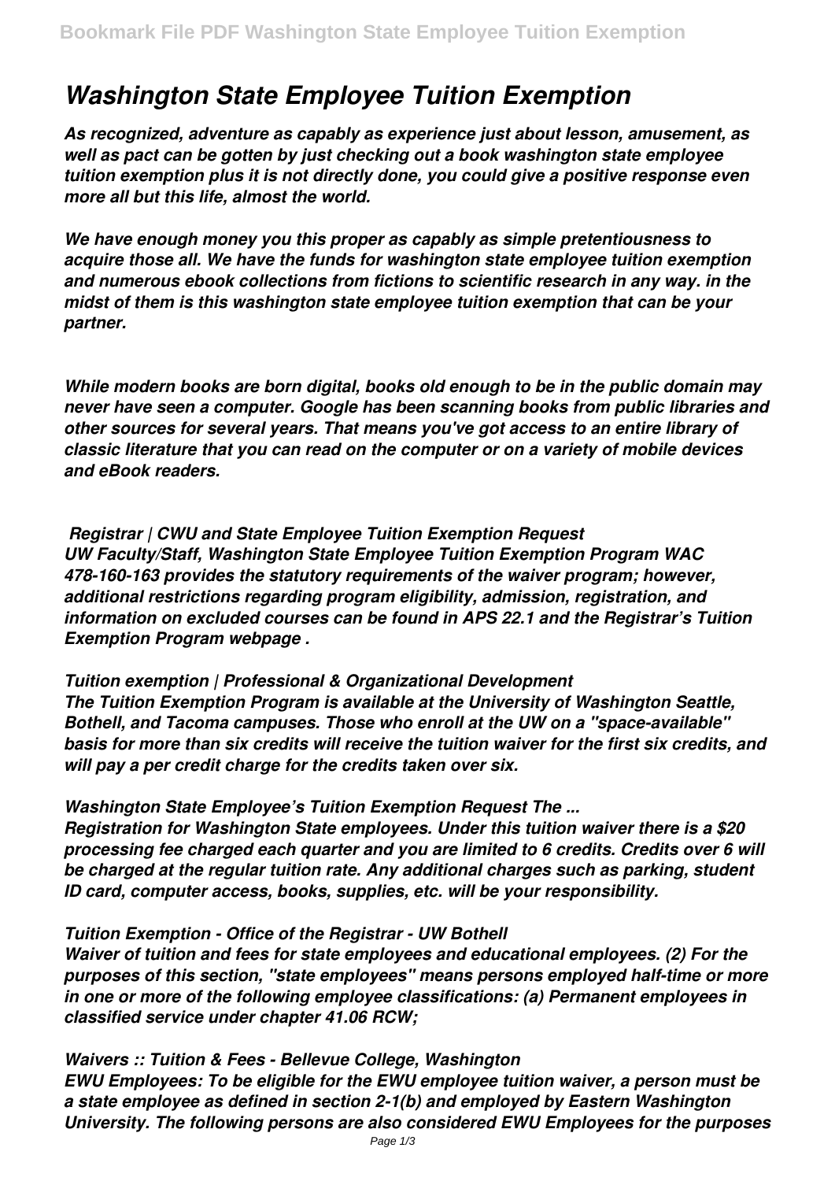# *Washington State Employee Tuition Exemption*

***As recognized, adventure as capably as experience just about lesson, amusement, as well as pact can be gotten by just checking out a book washington state employee tuition exemption plus it is not directly done, you could give a positive response even more all but this life, almost the world.***

***We have enough money you this proper as capably as simple pretentiousness to acquire those all. We have the funds for washington state employee tuition exemption and numerous ebook collections from fictions to scientific research in any way. in the midst of them is this washington state employee tuition exemption that can be your partner.***

***While modern books are born digital, books old enough to be in the public domain may never have seen a computer. Google has been scanning books from public libraries and other sources for several years. That means you've got access to an entire library of classic literature that you can read on the computer or on a variety of mobile devices and eBook readers.***

***Registrar | CWU and State Employee Tuition Exemption Request***

***UW Faculty/Staff, Washington State Employee Tuition Exemption Program WAC 478-160-163 provides the statutory requirements of the waiver program; however, additional restrictions regarding program eligibility, admission, registration, and information on excluded courses can be found in APS 22.1 and the Registrar's Tuition Exemption Program webpage .***

***Tuition exemption | Professional & Organizational Development***

***The Tuition Exemption Program is available at the University of Washington Seattle, Bothell, and Tacoma campuses. Those who enroll at the UW on a "space-available" basis for more than six credits will receive the tuition waiver for the first six credits, and will pay a per credit charge for the credits taken over six.***

***Washington State Employee's Tuition Exemption Request The ...***

***Registration for Washington State employees. Under this tuition waiver there is a $20 processing fee charged each quarter and you are limited to 6 credits. Credits over 6 will be charged at the regular tuition rate. Any additional charges such as parking, student ID card, computer access, books, supplies, etc. will be your responsibility.***

***Tuition Exemption - Office of the Registrar - UW Bothell***

***Waiver of tuition and fees for state employees and educational employees. (2) For the purposes of this section, "state employees" means persons employed half-time or more in one or more of the following employee classifications: (a) Permanent employees in classified service under chapter 41.06 RCW;***

***Waivers :: Tuition & Fees - Bellevue College, Washington***

***EWU Employees: To be eligible for the EWU employee tuition waiver, a person must be a state employee as defined in section 2-1(b) and employed by Eastern Washington University. The following persons are also considered EWU Employees for the purposes***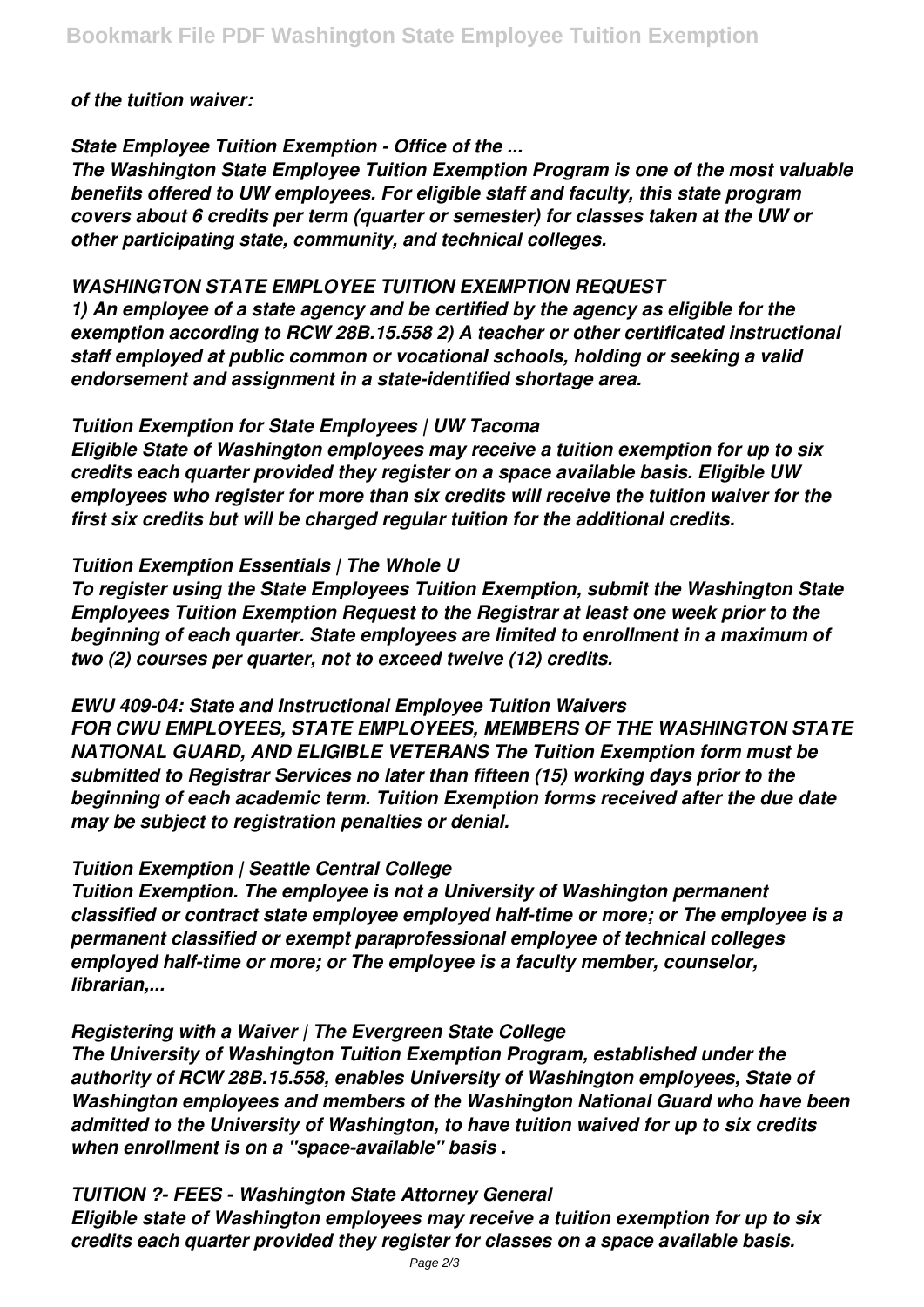*of the tuition waiver:*

### *State Employee Tuition Exemption - Office of the ...*

*The Washington State Employee Tuition Exemption Program is one of the most valuable benefits offered to UW employees. For eligible staff and faculty, this state program covers about 6 credits per term (quarter or semester) for classes taken at the UW or other participating state, community, and technical colleges.*

### *WASHINGTON STATE EMPLOYEE TUITION EXEMPTION REQUEST*

*1) An employee of a state agency and be certified by the agency as eligible for the exemption according to RCW 28B.15.558 2) A teacher or other certificated instructional staff employed at public common or vocational schools, holding or seeking a valid endorsement and assignment in a state-identified shortage area.*

### *Tuition Exemption for State Employees | UW Tacoma*

*Eligible State of Washington employees may receive a tuition exemption for up to six credits each quarter provided they register on a space available basis. Eligible UW employees who register for more than six credits will receive the tuition waiver for the first six credits but will be charged regular tuition for the additional credits.*

### *Tuition Exemption Essentials | The Whole U*

*To register using the State Employees Tuition Exemption, submit the Washington State Employees Tuition Exemption Request to the Registrar at least one week prior to the beginning of each quarter. State employees are limited to enrollment in a maximum of two (2) courses per quarter, not to exceed twelve (12) credits.*

### *EWU 409-04: State and Instructional Employee Tuition Waivers*

*FOR CWU EMPLOYEES, STATE EMPLOYEES, MEMBERS OF THE WASHINGTON STATE NATIONAL GUARD, AND ELIGIBLE VETERANS The Tuition Exemption form must be submitted to Registrar Services no later than fifteen (15) working days prior to the beginning of each academic term. Tuition Exemption forms received after the due date may be subject to registration penalties or denial.*

### *Tuition Exemption | Seattle Central College*

*Tuition Exemption. The employee is not a University of Washington permanent classified or contract state employee employed half-time or more; or The employee is a permanent classified or exempt paraprofessional employee of technical colleges employed half-time or more; or The employee is a faculty member, counselor, librarian,...*

### *Registering with a Waiver | The Evergreen State College*

*The University of Washington Tuition Exemption Program, established under the authority of RCW 28B.15.558, enables University of Washington employees, State of Washington employees and members of the Washington National Guard who have been admitted to the University of Washington, to have tuition waived for up to six credits when enrollment is on a "space-available" basis .*

### *TUITION ?- FEES - Washington State Attorney General*

*Eligible state of Washington employees may receive a tuition exemption for up to six credits each quarter provided they register for classes on a space available basis.*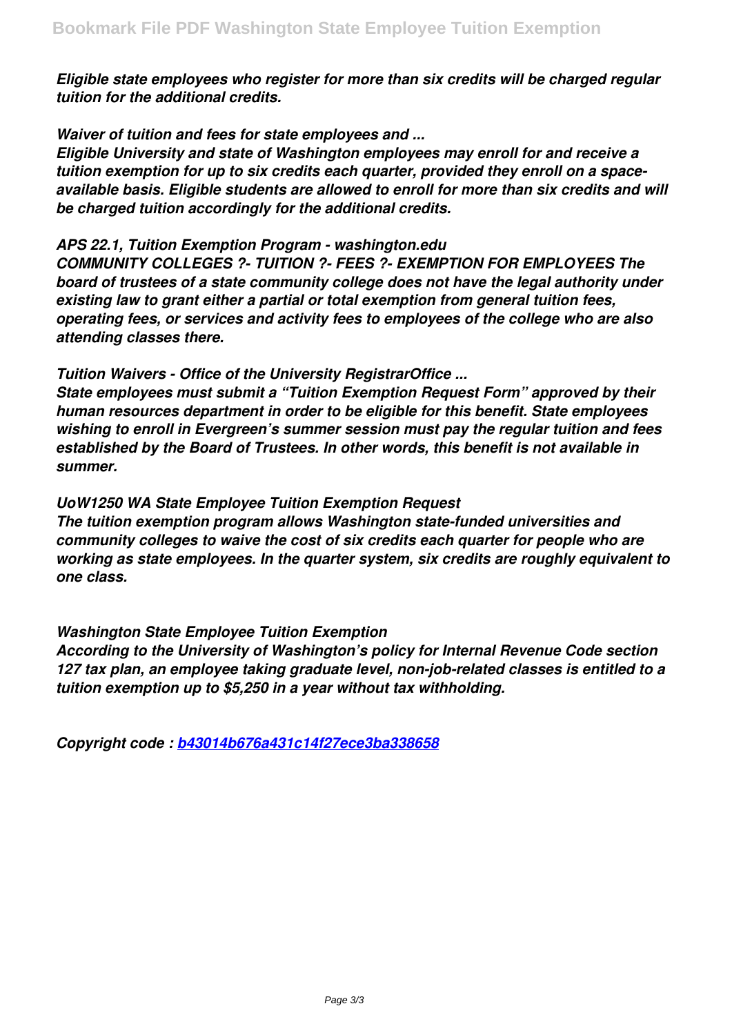*Eligible state employees who register for more than six credits will be charged regular tuition for the additional credits.*

***Waiver of tuition and fees for state employees and ...***

*Eligible University and state of Washington employees may enroll for and receive a tuition exemption for up to six credits each quarter, provided they enroll on a space-available basis. Eligible students are allowed to enroll for more than six credits and will be charged tuition accordingly for the additional credits.*

***APS 22.1, Tuition Exemption Program - washington.edu***

*COMMUNITY COLLEGES ?- TUITION ?- FEES ?- EXEMPTION FOR EMPLOYEES The board of trustees of a state community college does not have the legal authority under existing law to grant either a partial or total exemption from general tuition fees, operating fees, or services and activity fees to employees of the college who are also attending classes there.*

***Tuition Waivers - Office of the University RegistrarOffice ...***

*State employees must submit a "Tuition Exemption Request Form" approved by their human resources department in order to be eligible for this benefit. State employees wishing to enroll in Evergreen's summer session must pay the regular tuition and fees established by the Board of Trustees. In other words, this benefit is not available in summer.*

***UoW1250 WA State Employee Tuition Exemption Request***

*The tuition exemption program allows Washington state-funded universities and community colleges to waive the cost of six credits each quarter for people who are working as state employees. In the quarter system, six credits are roughly equivalent to one class.*

***Washington State Employee Tuition Exemption***

*According to the University of Washington's policy for Internal Revenue Code section 127 tax plan, an employee taking graduate level, non-job-related classes is entitled to a tuition exemption up to $5,250 in a year without tax withholding.*

*Copyright code : b43014b676a431c14f27ece3ba338658*